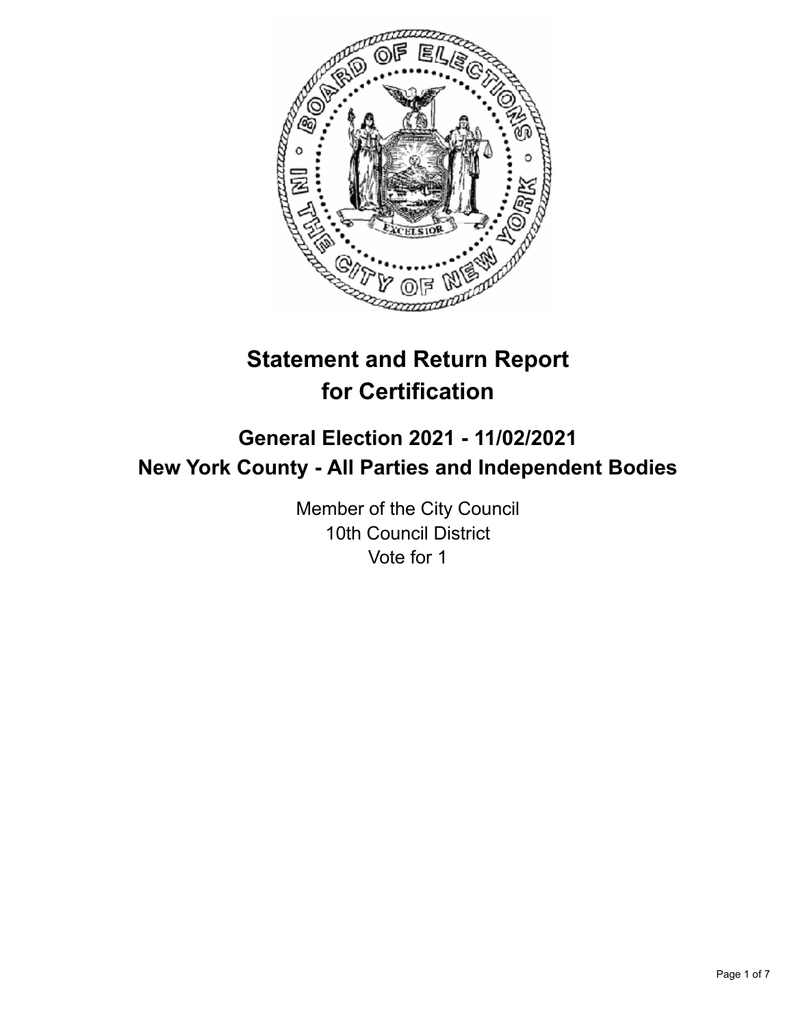# Statement and Return Report for Certification

## General Election 2021 - 11/02/2021
## New York County - All Parties and Independent Bodies

Member of the City Council
10th Council District
Vote for 1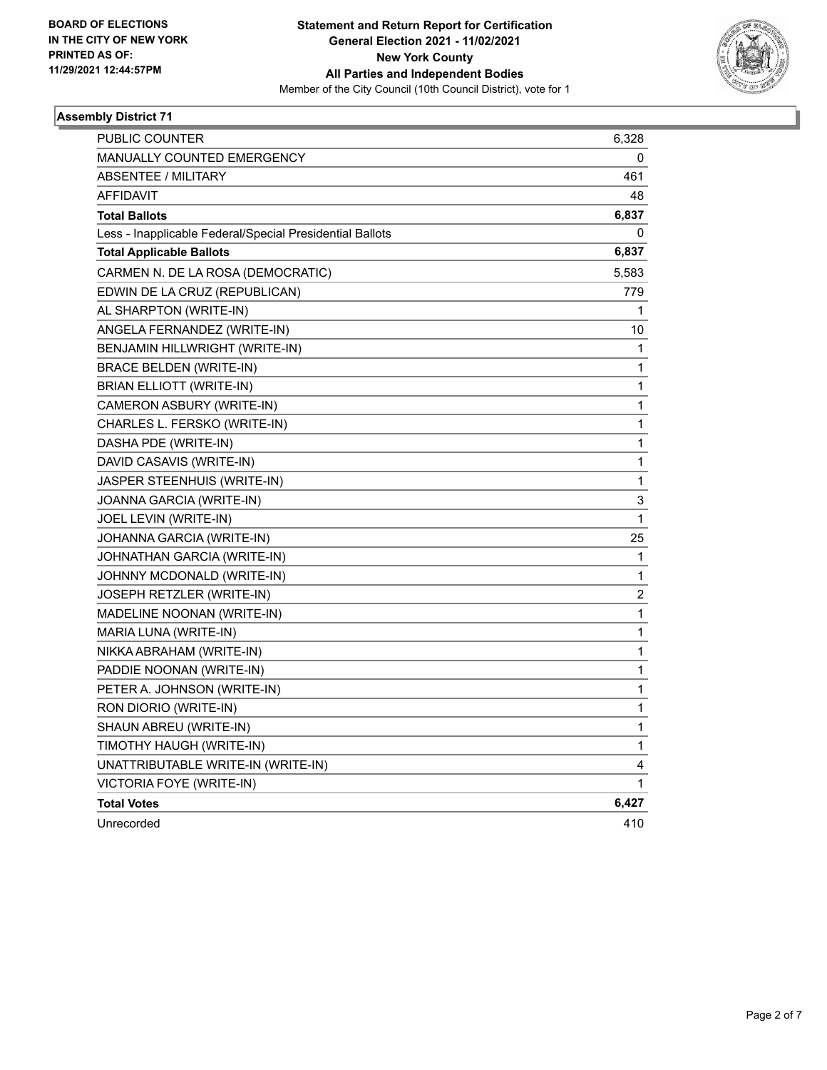BOARD OF ELECTIONS
IN THE CITY OF NEW YORK
PRINTED AS OF:
11/29/2021 12:44:57PM

**Statement and Return Report for Certification**
**General Election 2021 - 11/02/2021**
**New York County**
**All Parties and Independent Bodies**
Member of the City Council (10th Council District), vote for 1

## Assembly District 71

| | |
|---|---|
| PUBLIC COUNTER | 6,328 |
| MANUALLY COUNTED EMERGENCY | 0 |
| ABSENTEE / MILITARY | 461 |
| AFFIDAVIT | 48 |
| **Total Ballots** | **6,837** |
| Less - Inapplicable Federal/Special Presidential Ballots | 0 |
| **Total Applicable Ballots** | **6,837** |
| CARMEN N. DE LA ROSA (DEMOCRATIC) | 5,583 |
| EDWIN DE LA CRUZ (REPUBLICAN) | 779 |
| AL SHARPTON (WRITE-IN) | 1 |
| ANGELA FERNANDEZ (WRITE-IN) | 10 |
| BENJAMIN HILLWRIGHT (WRITE-IN) | 1 |
| BRACE BELDEN (WRITE-IN) | 1 |
| BRIAN ELLIOTT (WRITE-IN) | 1 |
| CAMERON ASBURY (WRITE-IN) | 1 |
| CHARLES L. FERSKO (WRITE-IN) | 1 |
| DASHA PDE (WRITE-IN) | 1 |
| DAVID CASAVIS (WRITE-IN) | 1 |
| JASPER STEENHUIS (WRITE-IN) | 1 |
| JOANNA GARCIA (WRITE-IN) | 3 |
| JOEL LEVIN (WRITE-IN) | 1 |
| JOHANNA GARCIA (WRITE-IN) | 25 |
| JOHNATHAN GARCIA (WRITE-IN) | 1 |
| JOHNNY MCDONALD (WRITE-IN) | 1 |
| JOSEPH RETZLER (WRITE-IN) | 2 |
| MADELINE NOONAN (WRITE-IN) | 1 |
| MARIA LUNA (WRITE-IN) | 1 |
| NIKKA ABRAHAM (WRITE-IN) | 1 |
| PADDIE NOONAN (WRITE-IN) | 1 |
| PETER A. JOHNSON (WRITE-IN) | 1 |
| RON DIORIO (WRITE-IN) | 1 |
| SHAUN ABREU (WRITE-IN) | 1 |
| TIMOTHY HAUGH (WRITE-IN) | 1 |
| UNATTRIBUTABLE WRITE-IN (WRITE-IN) | 4 |
| VICTORIA FOYE (WRITE-IN) | 1 |
| **Total Votes** | **6,427** |
| Unrecorded | 410 |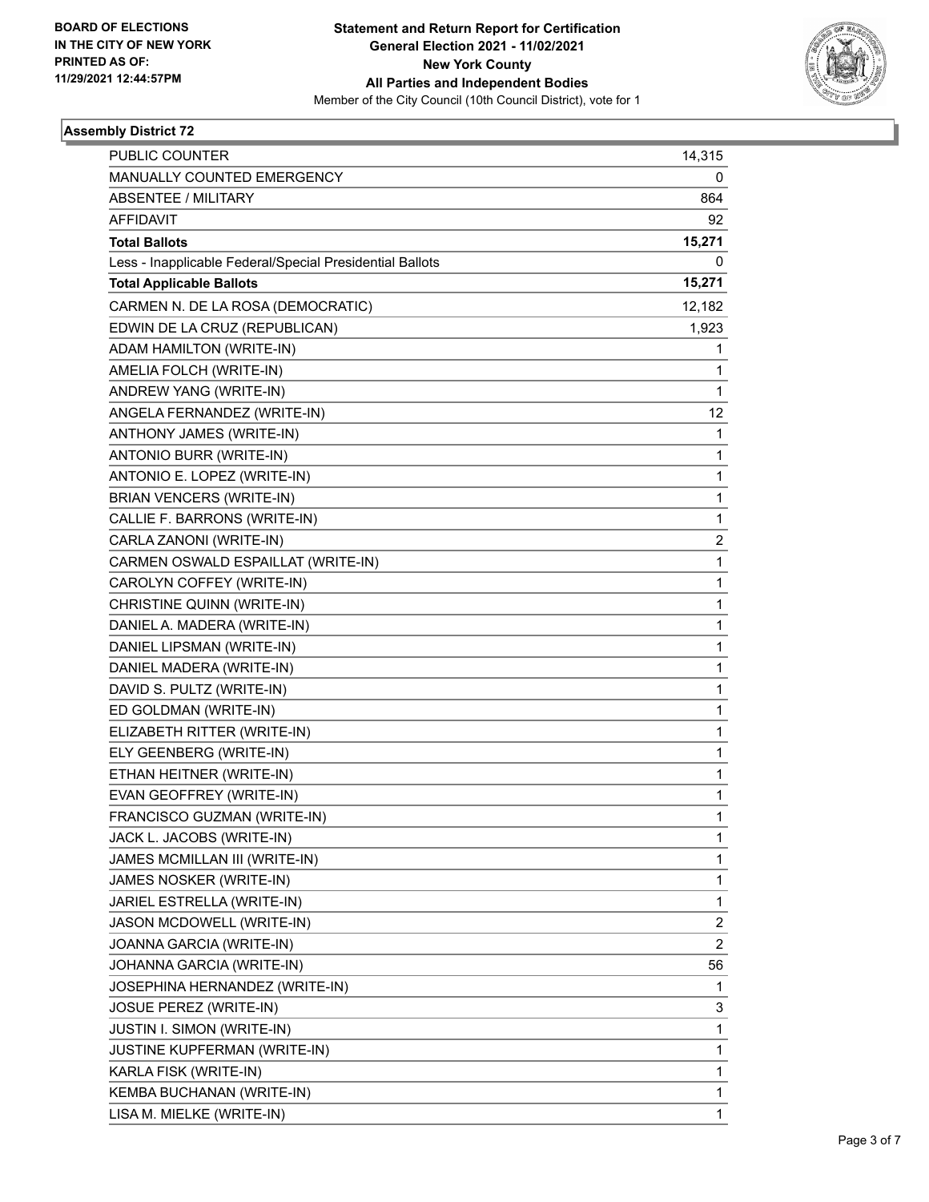**BOARD OF ELECTIONS IN THE CITY OF NEW YORK PRINTED AS OF: 11/29/2021 12:44:57PM**

**Statement and Return Report for Certification General Election 2021 - 11/02/2021 New York County All Parties and Independent Bodies**

Member of the City Council (10th Council District), vote for 1

### Assembly District 72

| | |
|---|---|
| PUBLIC COUNTER | 14,315 |
| MANUALLY COUNTED EMERGENCY | 0 |
| ABSENTEE / MILITARY | 864 |
| AFFIDAVIT | 92 |
| **Total Ballots** | **15,271** |
| Less - Inapplicable Federal/Special Presidential Ballots | 0 |
| **Total Applicable Ballots** | **15,271** |
| CARMEN N. DE LA ROSA (DEMOCRATIC) | 12,182 |
| EDWIN DE LA CRUZ (REPUBLICAN) | 1,923 |
| ADAM HAMILTON (WRITE-IN) | 1 |
| AMELIA FOLCH (WRITE-IN) | 1 |
| ANDREW YANG (WRITE-IN) | 1 |
| ANGELA FERNANDEZ (WRITE-IN) | 12 |
| ANTHONY JAMES (WRITE-IN) | 1 |
| ANTONIO BURR (WRITE-IN) | 1 |
| ANTONIO E. LOPEZ (WRITE-IN) | 1 |
| BRIAN VENCERS (WRITE-IN) | 1 |
| CALLIE F. BARRONS (WRITE-IN) | 1 |
| CARLA ZANONI (WRITE-IN) | 2 |
| CARMEN OSWALD ESPAILLAT (WRITE-IN) | 1 |
| CAROLYN COFFEY (WRITE-IN) | 1 |
| CHRISTINE QUINN (WRITE-IN) | 1 |
| DANIEL A. MADERA (WRITE-IN) | 1 |
| DANIEL LIPSMAN (WRITE-IN) | 1 |
| DANIEL MADERA (WRITE-IN) | 1 |
| DAVID S. PULTZ (WRITE-IN) | 1 |
| ED GOLDMAN (WRITE-IN) | 1 |
| ELIZABETH RITTER (WRITE-IN) | 1 |
| ELY GEENBERG (WRITE-IN) | 1 |
| ETHAN HEITNER (WRITE-IN) | 1 |
| EVAN GEOFFREY (WRITE-IN) | 1 |
| FRANCISCO GUZMAN (WRITE-IN) | 1 |
| JACK L. JACOBS (WRITE-IN) | 1 |
| JAMES MCMILLAN III (WRITE-IN) | 1 |
| JAMES NOSKER (WRITE-IN) | 1 |
| JARIEL ESTRELLA (WRITE-IN) | 1 |
| JASON MCDOWELL (WRITE-IN) | 2 |
| JOANNA GARCIA (WRITE-IN) | 2 |
| JOHANNA GARCIA (WRITE-IN) | 56 |
| JOSEPHINA HERNANDEZ (WRITE-IN) | 1 |
| JOSUE PEREZ (WRITE-IN) | 3 |
| JUSTIN I. SIMON (WRITE-IN) | 1 |
| JUSTINE KUPFERMAN (WRITE-IN) | 1 |
| KARLA FISK (WRITE-IN) | 1 |
| KEMBA BUCHANAN (WRITE-IN) | 1 |
| LISA M. MIELKE (WRITE-IN) | 1 |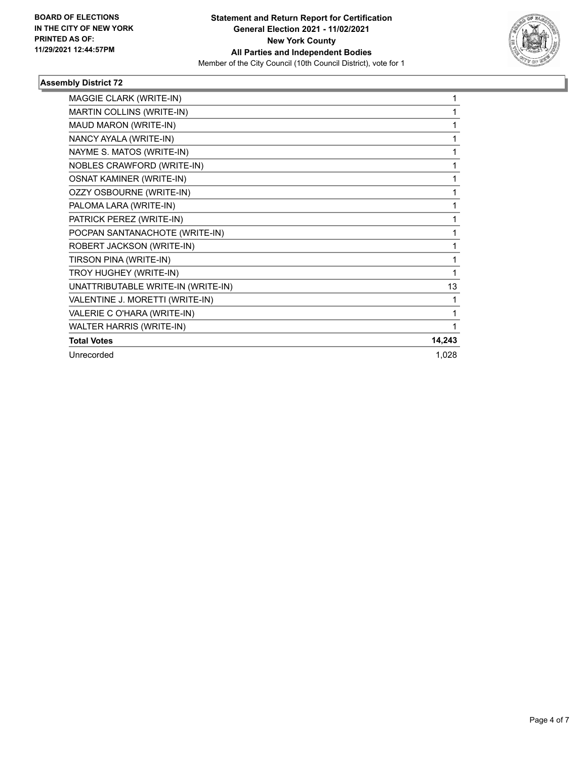BOARD OF ELECTIONS
IN THE CITY OF NEW YORK
PRINTED AS OF:
11/29/2021 12:44:57PM

**Statement and Return Report for Certification**
**General Election 2021 - 11/02/2021**
**New York County**
**All Parties and Independent Bodies**
Member of the City Council (10th Council District), vote for 1

### Assembly District 72

| | |
|---|---|
| MAGGIE CLARK (WRITE-IN) | 1 |
| MARTIN COLLINS (WRITE-IN) | 1 |
| MAUD MARON (WRITE-IN) | 1 |
| NANCY AYALA (WRITE-IN) | 1 |
| NAYME S. MATOS (WRITE-IN) | 1 |
| NOBLES CRAWFORD (WRITE-IN) | 1 |
| OSNAT KAMINER (WRITE-IN) | 1 |
| OZZY OSBOURNE (WRITE-IN) | 1 |
| PALOMA LARA (WRITE-IN) | 1 |
| PATRICK PEREZ (WRITE-IN) | 1 |
| POCPAN SANTANACHOTE (WRITE-IN) | 1 |
| ROBERT JACKSON (WRITE-IN) | 1 |
| TIRSON PINA (WRITE-IN) | 1 |
| TROY HUGHEY (WRITE-IN) | 1 |
| UNATTRIBUTABLE WRITE-IN (WRITE-IN) | 13 |
| VALENTINE J. MORETTI (WRITE-IN) | 1 |
| VALERIE C O'HARA (WRITE-IN) | 1 |
| WALTER HARRIS (WRITE-IN) | 1 |
| **Total Votes** | **14,243** |
| Unrecorded | 1,028 |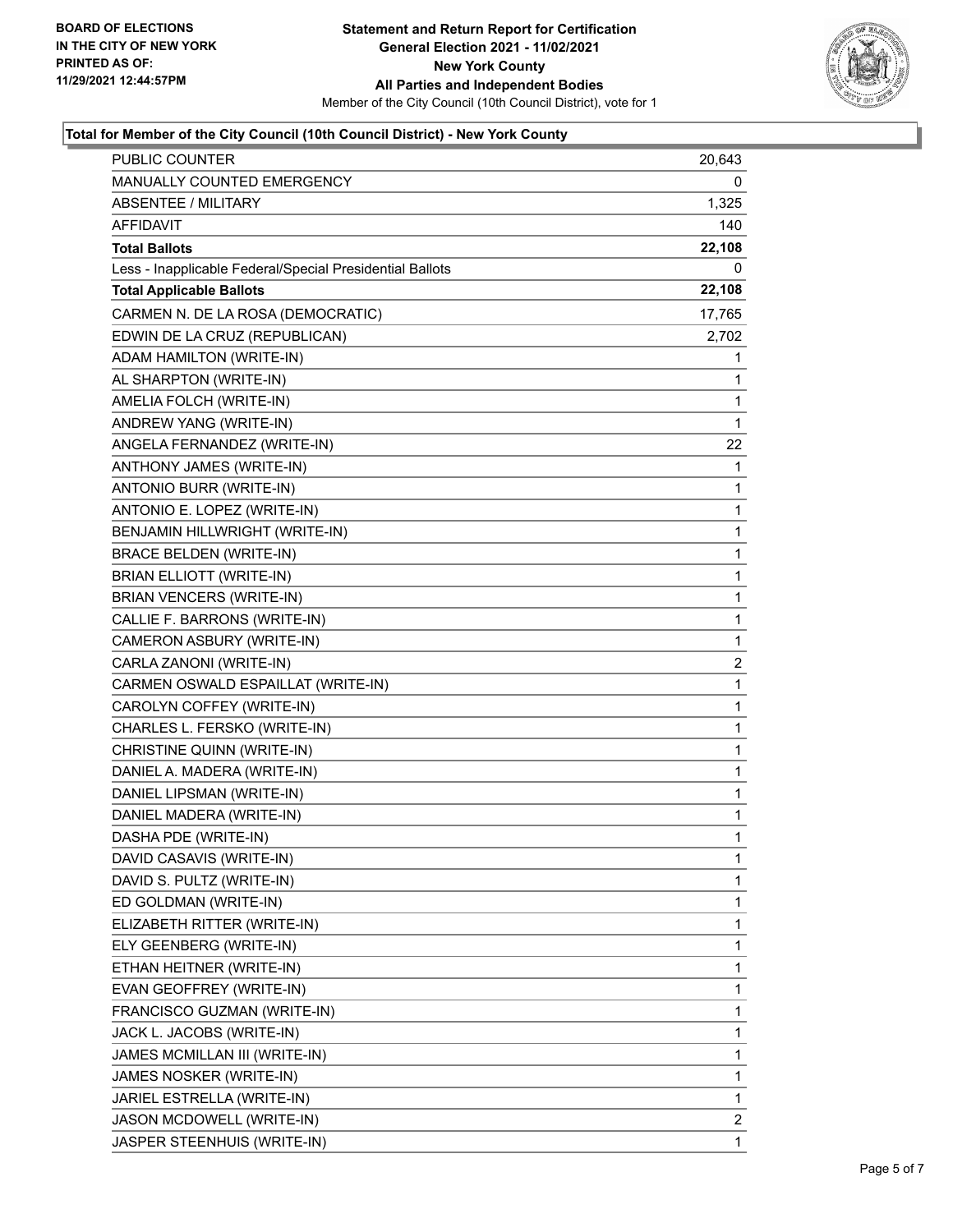**BOARD OF ELECTIONS IN THE CITY OF NEW YORK PRINTED AS OF: 11/29/2021 12:44:57PM**

**Statement and Return Report for Certification General Election 2021 - 11/02/2021 New York County All Parties and Independent Bodies**

Member of the City Council (10th Council District), vote for 1

### Total for Member of the City Council (10th Council District) - New York County

| | |
|---|---|
| PUBLIC COUNTER | 20,643 |
| MANUALLY COUNTED EMERGENCY | 0 |
| ABSENTEE / MILITARY | 1,325 |
| AFFIDAVIT | 140 |
| **Total Ballots** | **22,108** |
| Less - Inapplicable Federal/Special Presidential Ballots | 0 |
| **Total Applicable Ballots** | **22,108** |
| CARMEN N. DE LA ROSA (DEMOCRATIC) | 17,765 |
| EDWIN DE LA CRUZ (REPUBLICAN) | 2,702 |
| ADAM HAMILTON (WRITE-IN) | 1 |
| AL SHARPTON (WRITE-IN) | 1 |
| AMELIA FOLCH (WRITE-IN) | 1 |
| ANDREW YANG (WRITE-IN) | 1 |
| ANGELA FERNANDEZ (WRITE-IN) | 22 |
| ANTHONY JAMES (WRITE-IN) | 1 |
| ANTONIO BURR (WRITE-IN) | 1 |
| ANTONIO E. LOPEZ (WRITE-IN) | 1 |
| BENJAMIN HILLWRIGHT (WRITE-IN) | 1 |
| BRACE BELDEN (WRITE-IN) | 1 |
| BRIAN ELLIOTT (WRITE-IN) | 1 |
| BRIAN VENCERS (WRITE-IN) | 1 |
| CALLIE F. BARRONS (WRITE-IN) | 1 |
| CAMERON ASBURY (WRITE-IN) | 1 |
| CARLA ZANONI (WRITE-IN) | 2 |
| CARMEN OSWALD ESPAILLAT (WRITE-IN) | 1 |
| CAROLYN COFFEY (WRITE-IN) | 1 |
| CHARLES L. FERSKO (WRITE-IN) | 1 |
| CHRISTINE QUINN (WRITE-IN) | 1 |
| DANIEL A. MADERA (WRITE-IN) | 1 |
| DANIEL LIPSMAN (WRITE-IN) | 1 |
| DANIEL MADERA (WRITE-IN) | 1 |
| DASHA PDE (WRITE-IN) | 1 |
| DAVID CASAVIS (WRITE-IN) | 1 |
| DAVID S. PULTZ (WRITE-IN) | 1 |
| ED GOLDMAN (WRITE-IN) | 1 |
| ELIZABETH RITTER (WRITE-IN) | 1 |
| ELY GEENBERG (WRITE-IN) | 1 |
| ETHAN HEITNER (WRITE-IN) | 1 |
| EVAN GEOFFREY (WRITE-IN) | 1 |
| FRANCISCO GUZMAN (WRITE-IN) | 1 |
| JACK L. JACOBS (WRITE-IN) | 1 |
| JAMES MCMILLAN III (WRITE-IN) | 1 |
| JAMES NOSKER (WRITE-IN) | 1 |
| JARIEL ESTRELLA (WRITE-IN) | 1 |
| JASON MCDOWELL (WRITE-IN) | 2 |
| JASPER STEENHUIS (WRITE-IN) | 1 |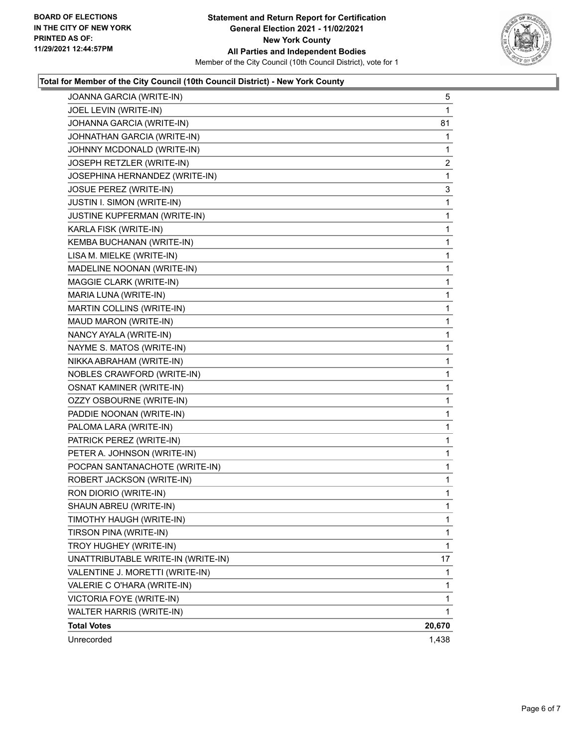**Statement and Return Report for Certification**
**General Election 2021 - 11/02/2021**
**New York County**
**All Parties and Independent Bodies**
Member of the City Council (10th Council District), vote for 1

BOARD OF ELECTIONS
IN THE CITY OF NEW YORK
PRINTED AS OF:
11/29/2021 12:44:57PM

### Total for Member of the City Council (10th Council District) - New York County

| | |
|---|---|
| JOANNA GARCIA (WRITE-IN) | 5 |
| JOEL LEVIN (WRITE-IN) | 1 |
| JOHANNA GARCIA (WRITE-IN) | 81 |
| JOHNATHAN GARCIA (WRITE-IN) | 1 |
| JOHNNY MCDONALD (WRITE-IN) | 1 |
| JOSEPH RETZLER (WRITE-IN) | 2 |
| JOSEPHINA HERNANDEZ (WRITE-IN) | 1 |
| JOSUE PEREZ (WRITE-IN) | 3 |
| JUSTIN I. SIMON (WRITE-IN) | 1 |
| JUSTINE KUPFERMAN (WRITE-IN) | 1 |
| KARLA FISK (WRITE-IN) | 1 |
| KEMBA BUCHANAN (WRITE-IN) | 1 |
| LISA M. MIELKE (WRITE-IN) | 1 |
| MADELINE NOONAN (WRITE-IN) | 1 |
| MAGGIE CLARK (WRITE-IN) | 1 |
| MARIA LUNA (WRITE-IN) | 1 |
| MARTIN COLLINS (WRITE-IN) | 1 |
| MAUD MARON (WRITE-IN) | 1 |
| NANCY AYALA (WRITE-IN) | 1 |
| NAYME S. MATOS (WRITE-IN) | 1 |
| NIKKA ABRAHAM (WRITE-IN) | 1 |
| NOBLES CRAWFORD (WRITE-IN) | 1 |
| OSNAT KAMINER (WRITE-IN) | 1 |
| OZZY OSBOURNE (WRITE-IN) | 1 |
| PADDIE NOONAN (WRITE-IN) | 1 |
| PALOMA LARA (WRITE-IN) | 1 |
| PATRICK PEREZ (WRITE-IN) | 1 |
| PETER A. JOHNSON (WRITE-IN) | 1 |
| POCPAN SANTANACHOTE (WRITE-IN) | 1 |
| ROBERT JACKSON (WRITE-IN) | 1 |
| RON DIORIO (WRITE-IN) | 1 |
| SHAUN ABREU (WRITE-IN) | 1 |
| TIMOTHY HAUGH (WRITE-IN) | 1 |
| TIRSON PINA (WRITE-IN) | 1 |
| TROY HUGHEY (WRITE-IN) | 1 |
| UNATTRIBUTABLE WRITE-IN (WRITE-IN) | 17 |
| VALENTINE J. MORETTI (WRITE-IN) | 1 |
| VALERIE C O'HARA (WRITE-IN) | 1 |
| VICTORIA FOYE (WRITE-IN) | 1 |
| WALTER HARRIS (WRITE-IN) | 1 |
| **Total Votes** | **20,670** |
| Unrecorded | 1,438 |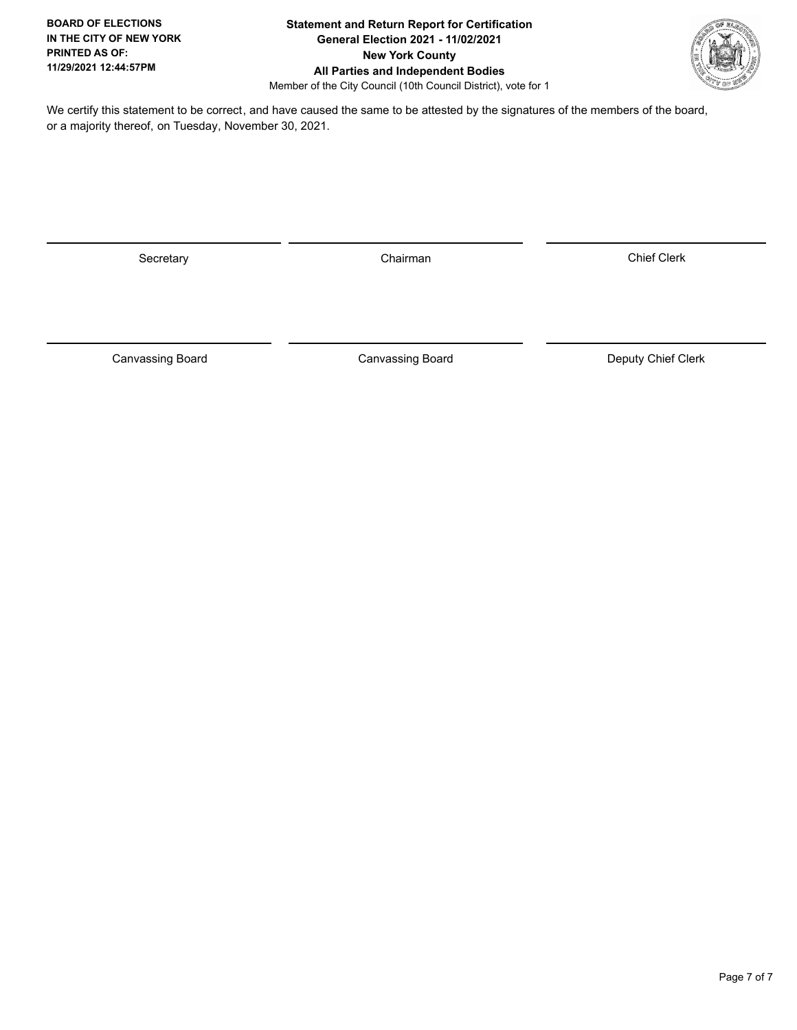**BOARD OF ELECTIONS IN THE CITY OF NEW YORK**
**PRINTED AS OF: 11/29/2021 12:44:57PM**

**Statement and Return Report for Certification**
**General Election 2021 - 11/02/2021**
**New York County**
**All Parties and Independent Bodies**
Member of the City Council (10th Council District), vote for 1

We certify this statement to be correct, and have caused the same to be attested by the signatures of the members of the board, or a majority thereof, on Tuesday, November 30, 2021.

| | | |
|---|---|---|
| Secretary | Chairman | Chief Clerk |
| Canvassing Board | Canvassing Board | Deputy Chief Clerk |